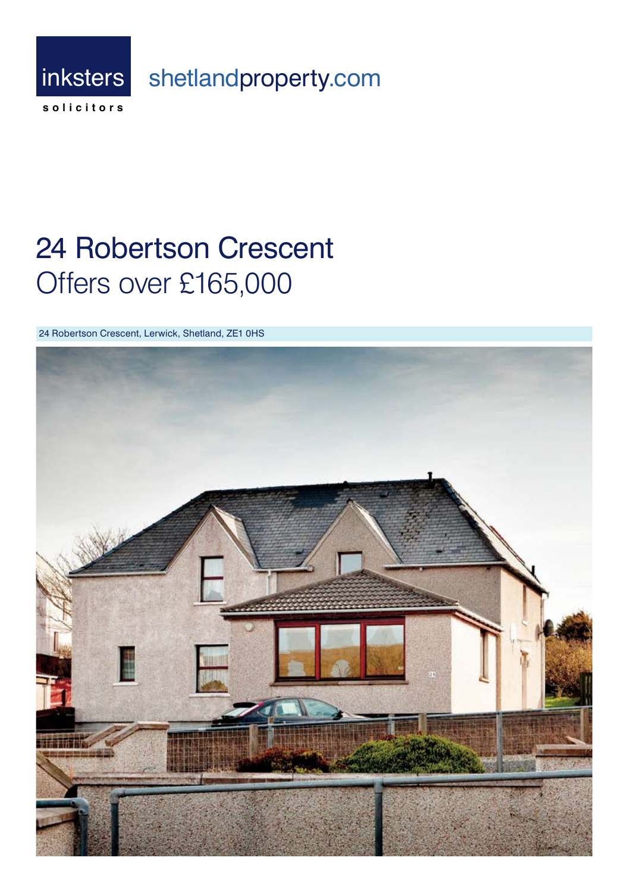inksters
solicitors

shetlandproperty.com

# 24 Robertson Crescent
## Offers over £165,000

24 Robertson Crescent, Lerwick, Shetland, ZE1 0HS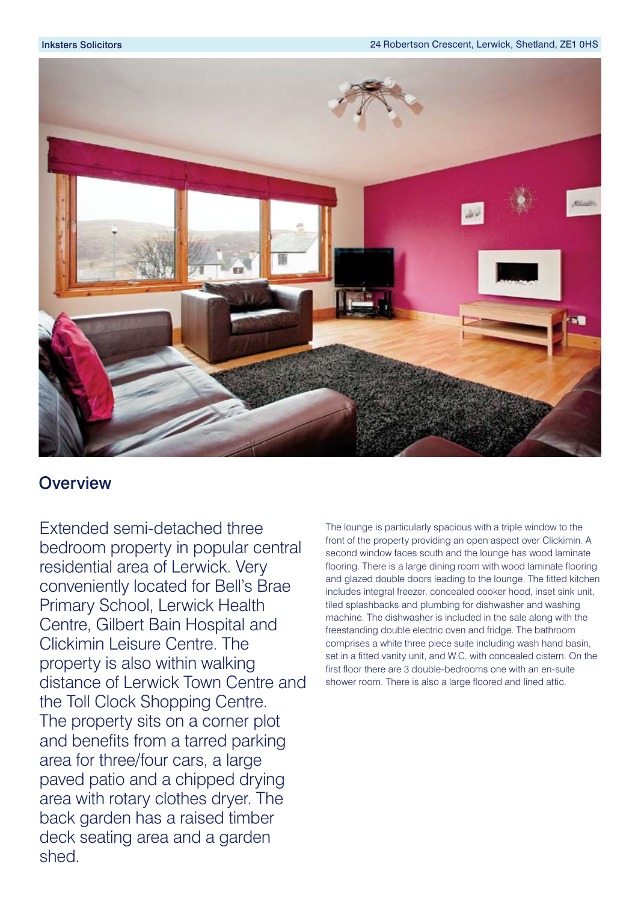## Overview

Extended semi-detached three bedroom property in popular central residential area of Lerwick. Very conveniently located for Bell's Brae Primary School, Lerwick Health Centre, Gilbert Bain Hospital and Clickimin Leisure Centre. The property is also within walking distance of Lerwick Town Centre and the Toll Clock Shopping Centre. The property sits on a corner plot and benefits from a tarred parking area for three/four cars, a large paved patio and a chipped drying area with rotary clothes dryer. The back garden has a raised timber deck seating area and a garden shed.

The lounge is particularly spacious with a triple window to the front of the property providing an open aspect over Clickimin. A second window faces south and the lounge has wood laminate flooring. There is a large dining room with wood laminate flooring and glazed double doors leading to the lounge. The fitted kitchen includes integral freezer, concealed cooker hood, inset sink unit, tiled splashbacks and plumbing for dishwasher and washing machine. The dishwasher is included in the sale along with the freestanding double electric oven and fridge. The bathroom comprises a white three piece suite including wash hand basin, set in a fitted vanity unit, and W.C. with concealed cistern. On the first floor there are 3 double-bedrooms one with an en-suite shower room. There is also a large floored and lined attic.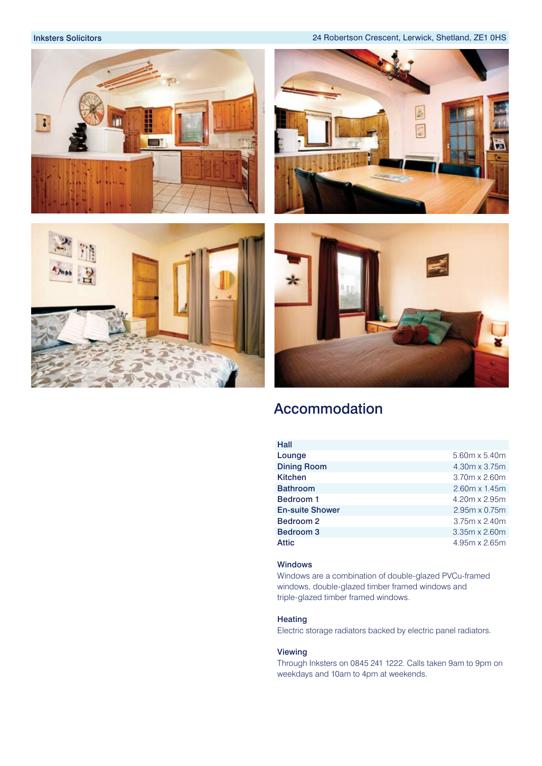## Accommodation

| Room | Dimensions |
|---|---|
| Hall | |
| Lounge | 5.60m x 5.40m |
| Dining Room | 4.30m x 3.75m |
| Kitchen | 3.70m x 2.60m |
| Bathroom | 2.60m x 1.45m |
| Bedroom 1 | 4.20m x 2.95m |
| En-suite Shower | 2.95m x 0.75m |
| Bedroom 2 | 3.75m x 2.40m |
| Bedroom 3 | 3.35m x 2.60m |
| Attic | 4.95m x 2.65m |

### Windows

Windows are a combination of double-glazed PVCu-framed windows, double-glazed timber framed windows and triple-glazed timber framed windows.

### Heating

Electric storage radiators backed by electric panel radiators.

### Viewing

Through Inksters on 0845 241 1222. Calls taken 9am to 9pm on weekdays and 10am to 4pm at weekends.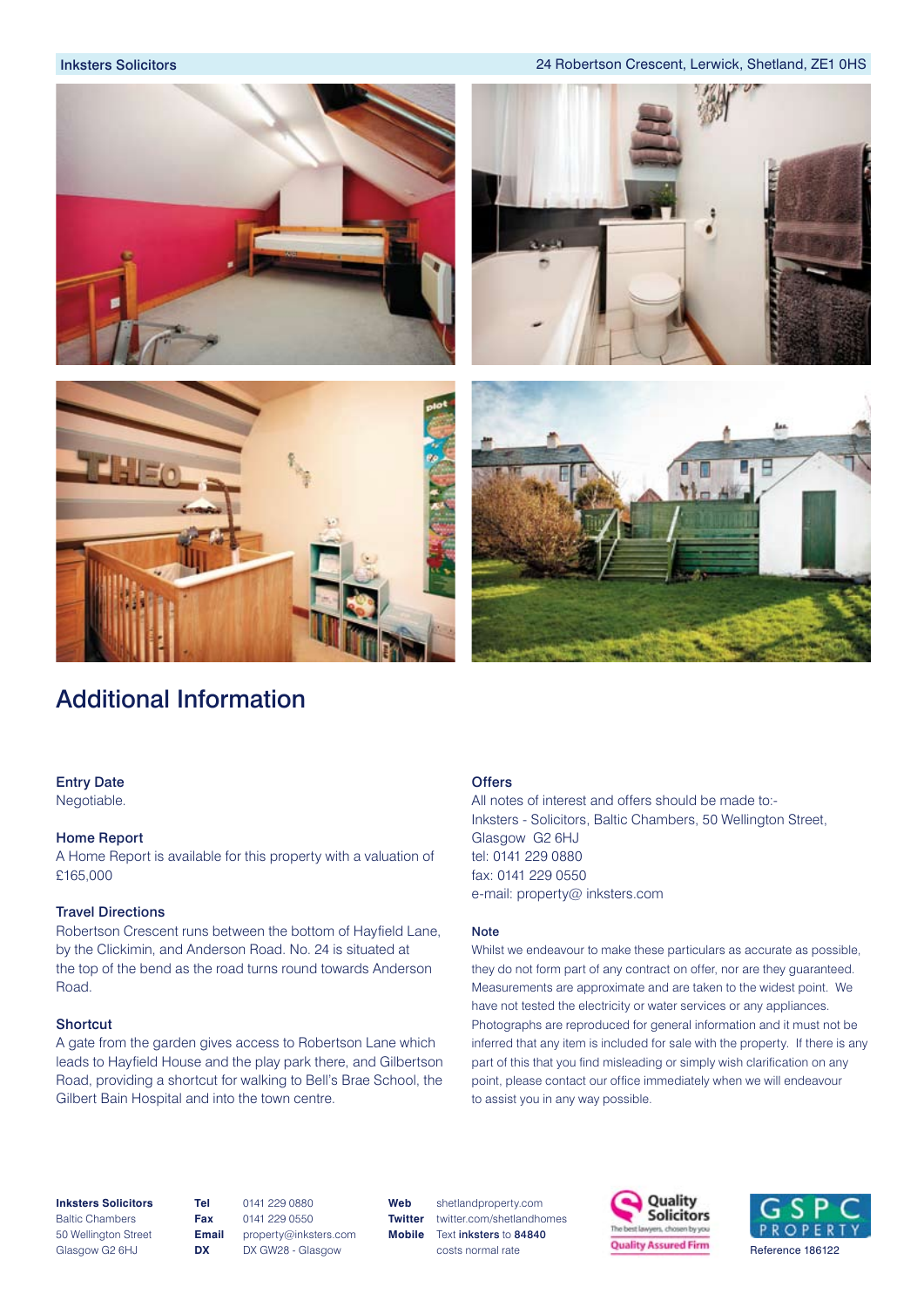## Additional Information

### Entry Date

Negotiable.

### Home Report

A Home Report is available for this property with a valuation of £165,000

### Travel Directions

Robertson Crescent runs between the bottom of Hayfield Lane, by the Clickimin, and Anderson Road. No. 24 is situated at the top of the bend as the road turns round towards Anderson Road.

### Shortcut

A gate from the garden gives access to Robertson Lane which leads to Hayfield House and the play park there, and Gilbertson Road, providing a shortcut for walking to Bell's Brae School, the Gilbert Bain Hospital and into the town centre.

### Offers

All notes of interest and offers should be made to:-
Inksters - Solicitors, Baltic Chambers, 50 Wellington Street, Glasgow G2 6HJ
tel: 0141 229 0880
fax: 0141 229 0550
e-mail: property@ inksters.com

### Note

Whilst we endeavour to make these particulars as accurate as possible, they do not form part of any contract on offer, nor are they guaranteed. Measurements are approximate and are taken to the widest point. We have not tested the electricity or water services or any appliances. Photographs are reproduced for general information and it must not be inferred that any item is included for sale with the property. If there is any part of this that you find misleading or simply wish clarification on any point, please contact our office immediately when we will endeavour to assist you in any way possible.

**Inksters Solicitors**
Baltic Chambers
50 Wellington Street
Glasgow G2 6HJ

**Tel** 0141 229 0880
**Fax** 0141 229 0550
**Email** property@inksters.com
**DX** DX GW28 - Glasgow

**Web** shetlandproperty.com
**Twitter** twitter.com/shetlandhomes
**Mobile** Text **inksters** to **84840** costs normal rate

Quality Solicitors — The best lawyers, chosen by you — Quality Assured Firm

GSPC PROPERTY

Reference 186122